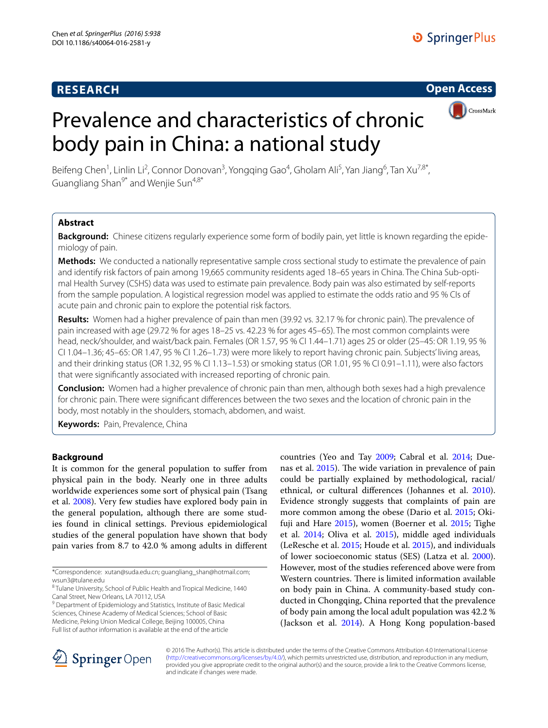RESEARCH

Open Access

# Prevalence and characteristics of chronic body pain in China: a national study

Beifeng Chen[1], Linlin Li[2], Connor Donovan[3], Yongqing Gao[4], Gholam Ali[5], Yan Jiang[6], Tan Xu[7,8*], Guangliang Shan[9*] and Wenjie Sun[4,8*]

## Abstract

**Background:** Chinese citizens regularly experience some form of bodily pain, yet little is known regarding the epidemiology of pain.

**Methods:** We conducted a nationally representative sample cross sectional study to estimate the prevalence of pain and identify risk factors of pain among 19,665 community residents aged 18–65 years in China. The China Sub-optimal Health Survey (CSHS) data was used to estimate pain prevalence. Body pain was also estimated by self-reports from the sample population. A logistical regression model was applied to estimate the odds ratio and 95 % CIs of acute pain and chronic pain to explore the potential risk factors.

**Results:** Women had a higher prevalence of pain than men (39.92 vs. 32.17 % for chronic pain). The prevalence of pain increased with age (29.72 % for ages 18–25 vs. 42.23 % for ages 45–65). The most common complaints were head, neck/shoulder, and waist/back pain. Females (OR 1.57, 95 % CI 1.44–1.71) ages 25 or older (25–45: OR 1.19, 95 % CI 1.04–1.36; 45–65: OR 1.47, 95 % CI 1.26–1.73) were more likely to report having chronic pain. Subjects' living areas, and their drinking status (OR 1.32, 95 % CI 1.13–1.53) or smoking status (OR 1.01, 95 % CI 0.91–1.11), were also factors that were significantly associated with increased reporting of chronic pain.

**Conclusion:** Women had a higher prevalence of chronic pain than men, although both sexes had a high prevalence for chronic pain. There were significant differences between the two sexes and the location of chronic pain in the body, most notably in the shoulders, stomach, abdomen, and waist.

**Keywords:** Pain, Prevalence, China

## Background

It is common for the general population to suffer from physical pain in the body. Nearly one in three adults worldwide experiences some sort of physical pain (Tsang et al. 2008). Very few studies have explored body pain in the general population, although there are some studies found in clinical settings. Previous epidemiological studies of the general population have shown that body pain varies from 8.7 to 42.0 % among adults in different countries (Yeo and Tay 2009; Cabral et al. 2014; Duenas et al. 2015). The wide variation in prevalence of pain could be partially explained by methodological, racial/ethnical, or cultural differences (Johannes et al. 2010). Evidence strongly suggests that complaints of pain are more common among the obese (Dario et al. 2015; Okifuji and Hare 2015), women (Boerner et al. 2015; Tighe et al. 2014; Oliva et al. 2015), middle aged individuals (LeResche et al. 2015; Houde et al. 2015), and individuals of lower socioeconomic status (SES) (Latza et al. 2000). However, most of the studies referenced above were from Western countries. There is limited information available on body pain in China. A community-based study conducted in Chongqing, China reported that the prevalence of body pain among the local adult population was 42.2 % (Jackson et al. 2014). A Hong Kong population-based

*Correspondence: xutan@suda.edu.cn; guangliang_shan@hotmail.com; wsun3@tulane.edu

[8] Tulane University, School of Public Health and Tropical Medicine, 1440 Canal Street, New Orleans, LA 70112, USA

[9] Department of Epidemiology and Statistics, Institute of Basic Medical Sciences, Chinese Academy of Medical Sciences; School of Basic Medicine, Peking Union Medical College, Beijing 100005, China

Full list of author information is available at the end of the article

© 2016 The Author(s). This article is distributed under the terms of the Creative Commons Attribution 4.0 International License (http://creativecommons.org/licenses/by/4.0/), which permits unrestricted use, distribution, and reproduction in any medium, provided you give appropriate credit to the original author(s) and the source, provide a link to the Creative Commons license, and indicate if changes were made.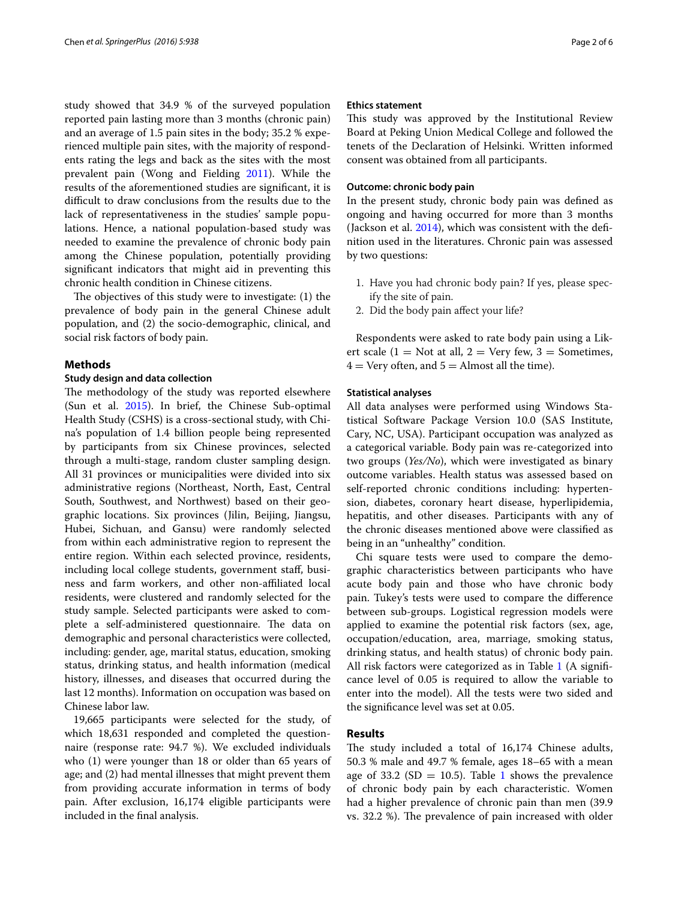study showed that 34.9 % of the surveyed population reported pain lasting more than 3 months (chronic pain) and an average of 1.5 pain sites in the body; 35.2 % experienced multiple pain sites, with the majority of respondents rating the legs and back as the sites with the most prevalent pain (Wong and Fielding 2011). While the results of the aforementioned studies are significant, it is difficult to draw conclusions from the results due to the lack of representativeness in the studies' sample populations. Hence, a national population-based study was needed to examine the prevalence of chronic body pain among the Chinese population, potentially providing significant indicators that might aid in preventing this chronic health condition in Chinese citizens.

The objectives of this study were to investigate: (1) the prevalence of body pain in the general Chinese adult population, and (2) the socio-demographic, clinical, and social risk factors of body pain.

## Methods

### Study design and data collection

The methodology of the study was reported elsewhere (Sun et al. 2015). In brief, the Chinese Sub-optimal Health Study (CSHS) is a cross-sectional study, with China's population of 1.4 billion people being represented by participants from six Chinese provinces, selected through a multi-stage, random cluster sampling design. All 31 provinces or municipalities were divided into six administrative regions (Northeast, North, East, Central South, Southwest, and Northwest) based on their geographic locations. Six provinces (Jilin, Beijing, Jiangsu, Hubei, Sichuan, and Gansu) were randomly selected from within each administrative region to represent the entire region. Within each selected province, residents, including local college students, government staff, business and farm workers, and other non-affiliated local residents, were clustered and randomly selected for the study sample. Selected participants were asked to complete a self-administered questionnaire. The data on demographic and personal characteristics were collected, including: gender, age, marital status, education, smoking status, drinking status, and health information (medical history, illnesses, and diseases that occurred during the last 12 months). Information on occupation was based on Chinese labor law.

19,665 participants were selected for the study, of which 18,631 responded and completed the questionnaire (response rate: 94.7 %). We excluded individuals who (1) were younger than 18 or older than 65 years of age; and (2) had mental illnesses that might prevent them from providing accurate information in terms of body pain. After exclusion, 16,174 eligible participants were included in the final analysis.

### Ethics statement

This study was approved by the Institutional Review Board at Peking Union Medical College and followed the tenets of the Declaration of Helsinki. Written informed consent was obtained from all participants.

### Outcome: chronic body pain

In the present study, chronic body pain was defined as ongoing and having occurred for more than 3 months (Jackson et al. 2014), which was consistent with the definition used in the literatures. Chronic pain was assessed by two questions:

1. Have you had chronic body pain? If yes, please specify the site of pain.
2. Did the body pain affect your life?

Respondents were asked to rate body pain using a Likert scale (1 = Not at all, 2 = Very few, 3 = Sometimes, 4 = Very often, and 5 = Almost all the time).

### Statistical analyses

All data analyses were performed using Windows Statistical Software Package Version 10.0 (SAS Institute, Cary, NC, USA). Participant occupation was analyzed as a categorical variable. Body pain was re-categorized into two groups (*Yes/No*), which were investigated as binary outcome variables. Health status was assessed based on self-reported chronic conditions including: hypertension, diabetes, coronary heart disease, hyperlipidemia, hepatitis, and other diseases. Participants with any of the chronic diseases mentioned above were classified as being in an "unhealthy" condition.

Chi square tests were used to compare the demographic characteristics between participants who have acute body pain and those who have chronic body pain. Tukey's tests were used to compare the difference between sub-groups. Logistical regression models were applied to examine the potential risk factors (sex, age, occupation/education, area, marriage, smoking status, drinking status, and health status) of chronic body pain. All risk factors were categorized as in Table 1 (A significance level of 0.05 is required to allow the variable to enter into the model). All the tests were two sided and the significance level was set at 0.05.

## Results

The study included a total of 16,174 Chinese adults, 50.3 % male and 49.7 % female, ages 18–65 with a mean age of 33.2 (SD = 10.5). Table 1 shows the prevalence of chronic body pain by each characteristic. Women had a higher prevalence of chronic pain than men (39.9 vs. 32.2 %). The prevalence of pain increased with older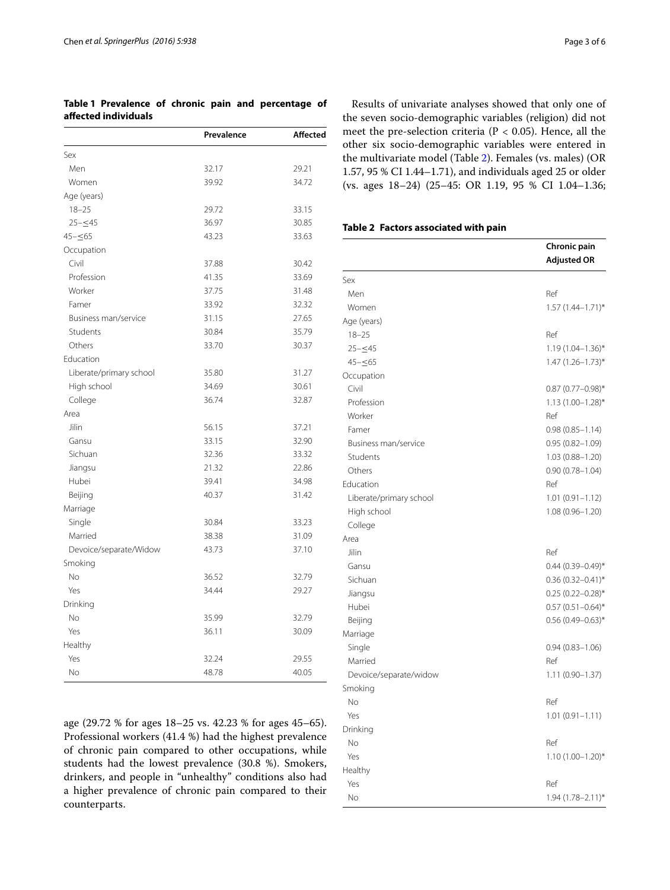**Table 1 Prevalence of chronic pain and percentage of affected individuals**

| | Prevalence | Affected |
|---|---|---|
| Sex | | |
| Men | 32.17 | 29.21 |
| Women | 39.92 | 34.72 |
| Age (years) | | |
| 18–25 | 29.72 | 33.15 |
| 25–≤45 | 36.97 | 30.85 |
| 45–≤65 | 43.23 | 33.63 |
| Occupation | | |
| Civil | 37.88 | 30.42 |
| Profession | 41.35 | 33.69 |
| Worker | 37.75 | 31.48 |
| Famer | 33.92 | 32.32 |
| Business man/service | 31.15 | 27.65 |
| Students | 30.84 | 35.79 |
| Others | 33.70 | 30.37 |
| Education | | |
| Liberate/primary school | 35.80 | 31.27 |
| High school | 34.69 | 30.61 |
| College | 36.74 | 32.87 |
| Area | | |
| Jilin | 56.15 | 37.21 |
| Gansu | 33.15 | 32.90 |
| Sichuan | 32.36 | 33.32 |
| Jiangsu | 21.32 | 22.86 |
| Hubei | 39.41 | 34.98 |
| Beijing | 40.37 | 31.42 |
| Marriage | | |
| Single | 30.84 | 33.23 |
| Married | 38.38 | 31.09 |
| Devoice/separate/Widow | 43.73 | 37.10 |
| Smoking | | |
| No | 36.52 | 32.79 |
| Yes | 34.44 | 29.27 |
| Drinking | | |
| No | 35.99 | 32.79 |
| Yes | 36.11 | 30.09 |
| Healthy | | |
| Yes | 32.24 | 29.55 |
| No | 48.78 | 40.05 |

age (29.72 % for ages 18–25 vs. 42.23 % for ages 45–65). Professional workers (41.4 %) had the highest prevalence of chronic pain compared to other occupations, while students had the lowest prevalence (30.8 %). Smokers, drinkers, and people in "unhealthy" conditions also had a higher prevalence of chronic pain compared to their counterparts.

Results of univariate analyses showed that only one of the seven socio-demographic variables (religion) did not meet the pre-selection criteria ($P < 0.05$). Hence, all the other six socio-demographic variables were entered in the multivariate model (Table 2). Females (vs. males) (OR 1.57, 95 % CI 1.44–1.71), and individuals aged 25 or older (vs. ages 18–24) (25–45: OR 1.19, 95 % CI 1.04–1.36;

**Table 2 Factors associated with pain**

| | Chronic pain Adjusted OR |
|---|---|
| Sex | |
| Men | Ref |
| Women | 1.57 (1.44–1.71)* |
| Age (years) | |
| 18–25 | Ref |
| 25–≤45 | 1.19 (1.04–1.36)* |
| 45–≤65 | 1.47 (1.26–1.73)* |
| Occupation | |
| Civil | 0.87 (0.77–0.98)* |
| Profession | 1.13 (1.00–1.28)* |
| Worker | Ref |
| Famer | 0.98 (0.85–1.14) |
| Business man/service | 0.95 (0.82–1.09) |
| Students | 1.03 (0.88–1.20) |
| Others | 0.90 (0.78–1.04) |
| Education | Ref |
| Liberate/primary school | 1.01 (0.91–1.12) |
| High school | 1.08 (0.96–1.20) |
| College | |
| Area | |
| Jilin | Ref |
| Gansu | 0.44 (0.39–0.49)* |
| Sichuan | 0.36 (0.32–0.41)* |
| Jiangsu | 0.25 (0.22–0.28)* |
| Hubei | 0.57 (0.51–0.64)* |
| Beijing | 0.56 (0.49–0.63)* |
| Marriage | |
| Single | 0.94 (0.83–1.06) |
| Married | Ref |
| Devoice/separate/widow | 1.11 (0.90–1.37) |
| Smoking | |
| No | Ref |
| Yes | 1.01 (0.91–1.11) |
| Drinking | |
| No | Ref |
| Yes | 1.10 (1.00–1.20)* |
| Healthy | |
| Yes | Ref |
| No | 1.94 (1.78–2.11)* |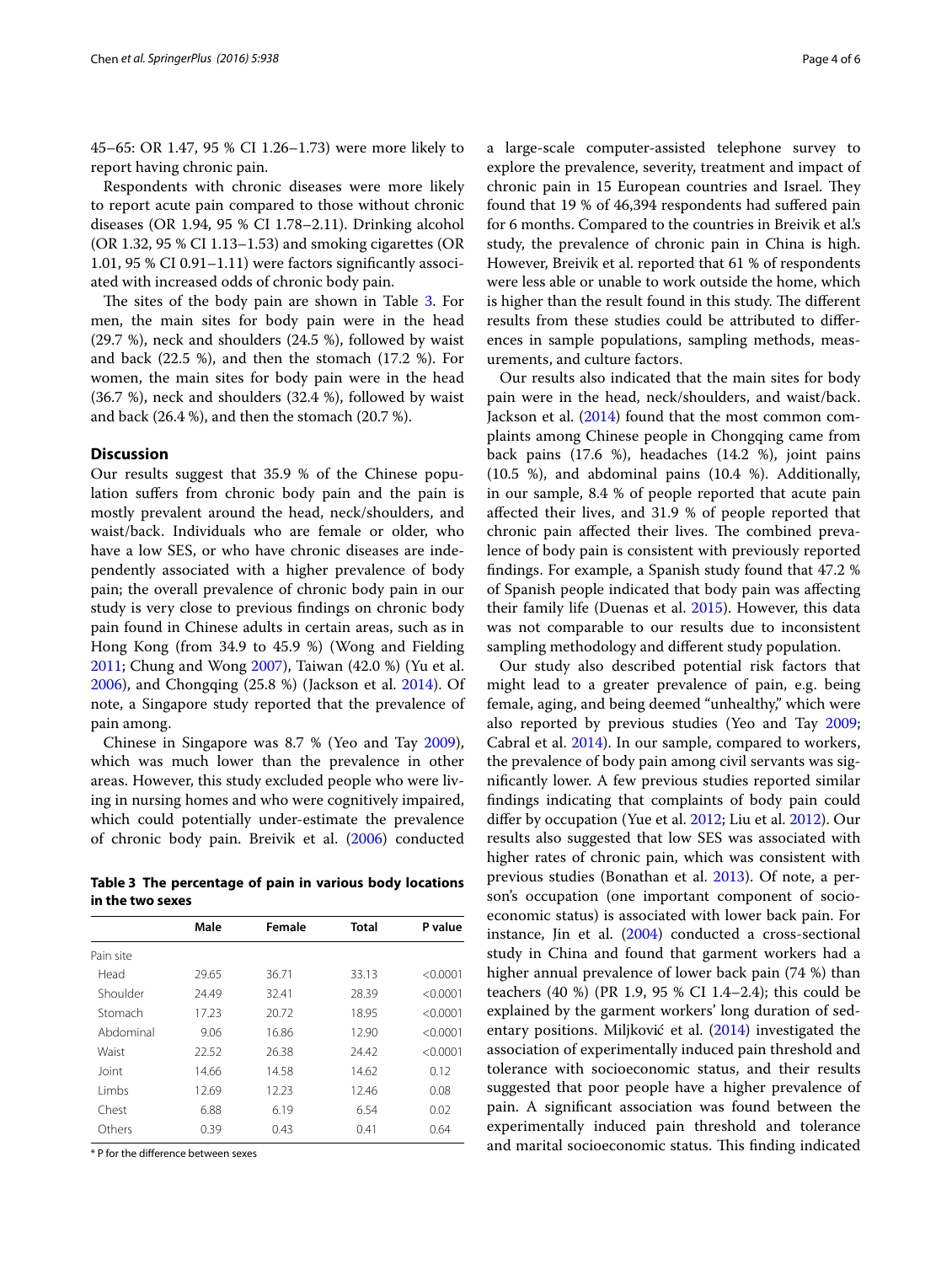45–65: OR 1.47, 95 % CI 1.26–1.73) were more likely to report having chronic pain.

Respondents with chronic diseases were more likely to report acute pain compared to those without chronic diseases (OR 1.94, 95 % CI 1.78–2.11). Drinking alcohol (OR 1.32, 95 % CI 1.13–1.53) and smoking cigarettes (OR 1.01, 95 % CI 0.91–1.11) were factors significantly associated with increased odds of chronic body pain.

The sites of the body pain are shown in Table 3. For men, the main sites for body pain were in the head (29.7 %), neck and shoulders (24.5 %), followed by waist and back (22.5 %), and then the stomach (17.2 %). For women, the main sites for body pain were in the head (36.7 %), neck and shoulders (32.4 %), followed by waist and back (26.4 %), and then the stomach (20.7 %).

## Discussion

Our results suggest that 35.9 % of the Chinese population suffers from chronic body pain and the pain is mostly prevalent around the head, neck/shoulders, and waist/back. Individuals who are female or older, who have a low SES, or who have chronic diseases are independently associated with a higher prevalence of body pain; the overall prevalence of chronic body pain in our study is very close to previous findings on chronic body pain found in Chinese adults in certain areas, such as in Hong Kong (from 34.9 to 45.9 %) (Wong and Fielding 2011; Chung and Wong 2007), Taiwan (42.0 %) (Yu et al. 2006), and Chongqing (25.8 %) (Jackson et al. 2014). Of note, a Singapore study reported that the prevalence of pain among.

Chinese in Singapore was 8.7 % (Yeo and Tay 2009), which was much lower than the prevalence in other areas. However, this study excluded people who were living in nursing homes and who were cognitively impaired, which could potentially under-estimate the prevalence of chronic body pain. Breivik et al. (2006) conducted a large-scale computer-assisted telephone survey to explore the prevalence, severity, treatment and impact of chronic pain in 15 European countries and Israel. They found that 19 % of 46,394 respondents had suffered pain for 6 months. Compared to the countries in Breivik et al.'s study, the prevalence of chronic pain in China is high. However, Breivik et al. reported that 61 % of respondents were less able or unable to work outside the home, which is higher than the result found in this study. The different results from these studies could be attributed to differences in sample populations, sampling methods, measurements, and culture factors.

**Table 3 The percentage of pain in various body locations in the two sexes**

| | Male | Female | Total | P value |
|---|---|---|---|---|
| Pain site | | | | |
| Head | 29.65 | 36.71 | 33.13 | <0.0001 |
| Shoulder | 24.49 | 32.41 | 28.39 | <0.0001 |
| Stomach | 17.23 | 20.72 | 18.95 | <0.0001 |
| Abdominal | 9.06 | 16.86 | 12.90 | <0.0001 |
| Waist | 22.52 | 26.38 | 24.42 | <0.0001 |
| Joint | 14.66 | 14.58 | 14.62 | 0.12 |
| Limbs | 12.69 | 12.23 | 12.46 | 0.08 |
| Chest | 6.88 | 6.19 | 6.54 | 0.02 |
| Others | 0.39 | 0.43 | 0.41 | 0.64 |

* P for the difference between sexes

Our results also indicated that the main sites for body pain were in the head, neck/shoulders, and waist/back. Jackson et al. (2014) found that the most common complaints among Chinese people in Chongqing came from back pains (17.6 %), headaches (14.2 %), joint pains (10.5 %), and abdominal pains (10.4 %). Additionally, in our sample, 8.4 % of people reported that acute pain affected their lives, and 31.9 % of people reported that chronic pain affected their lives. The combined prevalence of body pain is consistent with previously reported findings. For example, a Spanish study found that 47.2 % of Spanish people indicated that body pain was affecting their family life (Duenas et al. 2015). However, this data was not comparable to our results due to inconsistent sampling methodology and different study population.

Our study also described potential risk factors that might lead to a greater prevalence of pain, e.g. being female, aging, and being deemed "unhealthy," which were also reported by previous studies (Yeo and Tay 2009; Cabral et al. 2014). In our sample, compared to workers, the prevalence of body pain among civil servants was significantly lower. A few previous studies reported similar findings indicating that complaints of body pain could differ by occupation (Yue et al. 2012; Liu et al. 2012). Our results also suggested that low SES was associated with higher rates of chronic pain, which was consistent with previous studies (Bonathan et al. 2013). Of note, a person's occupation (one important component of socioeconomic status) is associated with lower back pain. For instance, Jin et al. (2004) conducted a cross-sectional study in China and found that garment workers had a higher annual prevalence of lower back pain (74 %) than teachers (40 %) (PR 1.9, 95 % CI 1.4–2.4); this could be explained by the garment workers' long duration of sedentary positions. Miljković et al. (2014) investigated the association of experimentally induced pain threshold and tolerance with socioeconomic status, and their results suggested that poor people have a higher prevalence of pain. A significant association was found between the experimentally induced pain threshold and tolerance and marital socioeconomic status. This finding indicated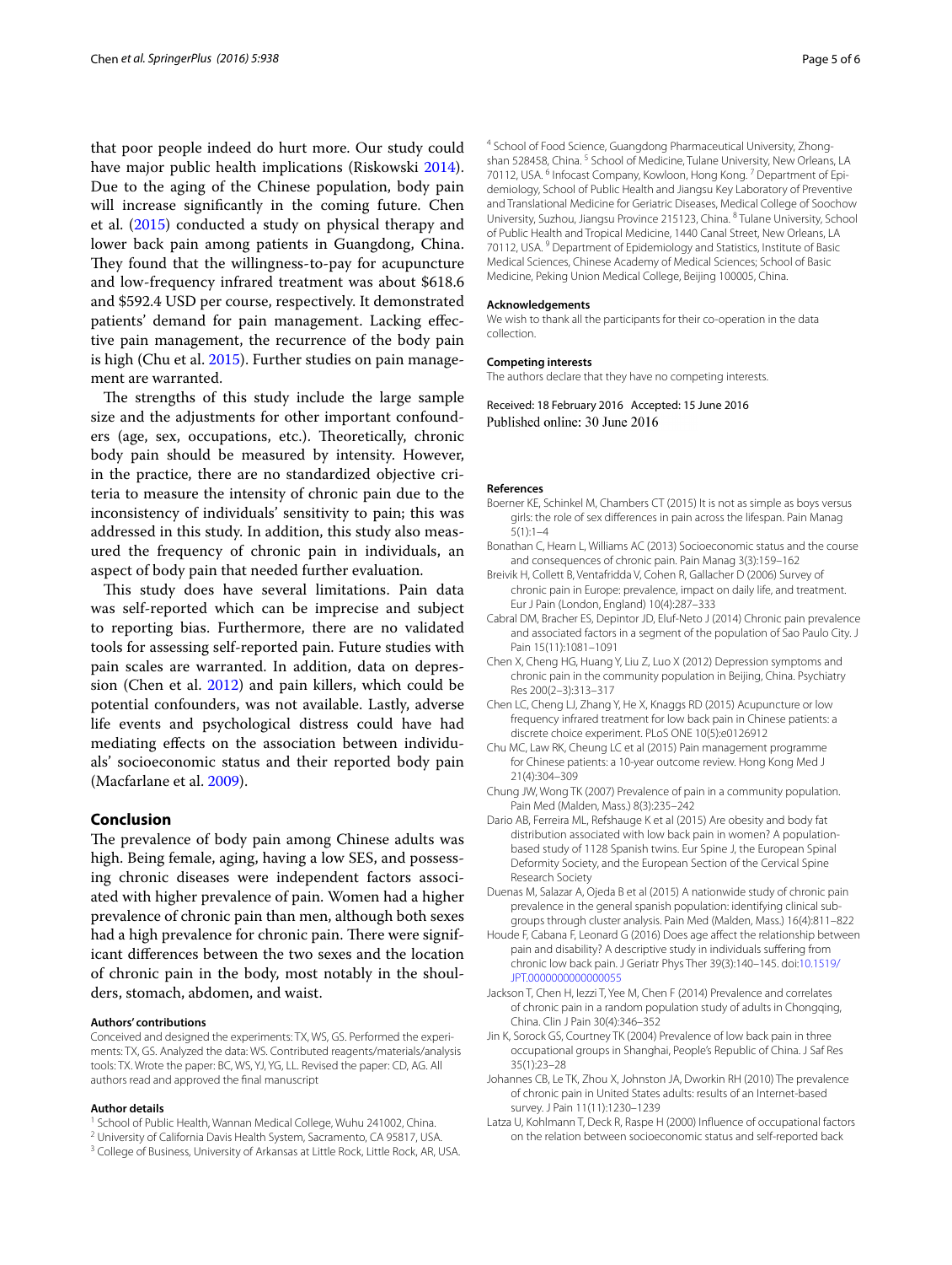that poor people indeed do hurt more. Our study could have major public health implications (Riskowski 2014). Due to the aging of the Chinese population, body pain will increase significantly in the coming future. Chen et al. (2015) conducted a study on physical therapy and lower back pain among patients in Guangdong, China. They found that the willingness-to-pay for acupuncture and low-frequency infrared treatment was about $618.6 and $592.4 USD per course, respectively. It demonstrated patients' demand for pain management. Lacking effective pain management, the recurrence of the body pain is high (Chu et al. 2015). Further studies on pain management are warranted.

The strengths of this study include the large sample size and the adjustments for other important confounders (age, sex, occupations, etc.). Theoretically, chronic body pain should be measured by intensity. However, in the practice, there are no standardized objective criteria to measure the intensity of chronic pain due to the inconsistency of individuals' sensitivity to pain; this was addressed in this study. In addition, this study also measured the frequency of chronic pain in individuals, an aspect of body pain that needed further evaluation.

This study does have several limitations. Pain data was self-reported which can be imprecise and subject to reporting bias. Furthermore, there are no validated tools for assessing self-reported pain. Future studies with pain scales are warranted. In addition, data on depression (Chen et al. 2012) and pain killers, which could be potential confounders, was not available. Lastly, adverse life events and psychological distress could have had mediating effects on the association between individuals' socioeconomic status and their reported body pain (Macfarlane et al. 2009).

## Conclusion

The prevalence of body pain among Chinese adults was high. Being female, aging, having a low SES, and possessing chronic diseases were independent factors associated with higher prevalence of pain. Women had a higher prevalence of chronic pain than men, although both sexes had a high prevalence for chronic pain. There were significant differences between the two sexes and the location of chronic pain in the body, most notably in the shoulders, stomach, abdomen, and waist.

#### Authors' contributions

Conceived and designed the experiments: TX, WS, GS. Performed the experiments: TX, GS. Analyzed the data: WS. Contributed reagents/materials/analysis tools: TX. Wrote the paper: BC, WS, YJ, YG, LL. Revised the paper: CD, AG. All authors read and approved the final manuscript

#### Author details

[1] School of Public Health, Wannan Medical College, Wuhu 241002, China. [2] University of California Davis Health System, Sacramento, CA 95817, USA. [3] College of Business, University of Arkansas at Little Rock, Little Rock, AR, USA. [4] School of Food Science, Guangdong Pharmaceutical University, Zhongshan 528458, China. [5] School of Medicine, Tulane University, New Orleans, LA 70112, USA. [6] Infocast Company, Kowloon, Hong Kong. [7] Department of Epidemiology, School of Public Health and Jiangsu Key Laboratory of Preventive and Translational Medicine for Geriatric Diseases, Medical College of Soochow University, Suzhou, Jiangsu Province 215123, China. [8] Tulane University, School of Public Health and Tropical Medicine, 1440 Canal Street, New Orleans, LA 70112, USA. [9] Department of Epidemiology and Statistics, Institute of Basic Medical Sciences, Chinese Academy of Medical Sciences; School of Basic Medicine, Peking Union Medical College, Beijing 100005, China.

#### Acknowledgements

We wish to thank all the participants for their co-operation in the data collection.

#### Competing interests

The authors declare that they have no competing interests.

Received: 18 February 2016 Accepted: 15 June 2016
Published online: 30 June 2016

#### References

Boerner KE, Schinkel M, Chambers CT (2015) It is not as simple as boys versus girls: the role of sex differences in pain across the lifespan. Pain Manag 5(1):1–4

Bonathan C, Hearn L, Williams AC (2013) Socioeconomic status and the course and consequences of chronic pain. Pain Manag 3(3):159–162

Breivik H, Collett B, Ventafridda V, Cohen R, Gallacher D (2006) Survey of chronic pain in Europe: prevalence, impact on daily life, and treatment. Eur J Pain (London, England) 10(4):287–333

Cabral DM, Bracher ES, Depintor JD, Eluf-Neto J (2014) Chronic pain prevalence and associated factors in a segment of the population of Sao Paulo City. J Pain 15(11):1081–1091

Chen X, Cheng HG, Huang Y, Liu Z, Luo X (2012) Depression symptoms and chronic pain in the community population in Beijing, China. Psychiatry Res 200(2–3):313–317

Chen LC, Cheng LJ, Zhang Y, He X, Knaggs RD (2015) Acupuncture or low frequency infrared treatment for low back pain in Chinese patients: a discrete choice experiment. PLoS ONE 10(5):e0126912

Chu MC, Law RK, Cheung LC et al (2015) Pain management programme for Chinese patients: a 10-year outcome review. Hong Kong Med J 21(4):304–309

Chung JW, Wong TK (2007) Prevalence of pain in a community population. Pain Med (Malden, Mass.) 8(3):235–242

Dario AB, Ferreira ML, Refshauge K et al (2015) Are obesity and body fat distribution associated with low back pain in women? A population-based study of 1128 Spanish twins. Eur Spine J, the European Spinal Deformity Society, and the European Section of the Cervical Spine Research Society

Duenas M, Salazar A, Ojeda B et al (2015) A nationwide study of chronic pain prevalence in the general spanish population: identifying clinical subgroups through cluster analysis. Pain Med (Malden, Mass.) 16(4):811–822

Houde F, Cabana F, Leonard G (2016) Does age affect the relationship between pain and disability? A descriptive study in individuals suffering from chronic low back pain. J Geriatr Phys Ther 39(3):140–145. doi:10.1519/JPT.0000000000000055

Jackson T, Chen H, Iezzi T, Yee M, Chen F (2014) Prevalence and correlates of chronic pain in a random population study of adults in Chongqing, China. Clin J Pain 30(4):346–352

Jin K, Sorock GS, Courtney TK (2004) Prevalence of low back pain in three occupational groups in Shanghai, People's Republic of China. J Saf Res 35(1):23–28

Johannes CB, Le TK, Zhou X, Johnston JA, Dworkin RH (2010) The prevalence of chronic pain in United States adults: results of an Internet-based survey. J Pain 11(11):1230–1239

Latza U, Kohlmann T, Deck R, Raspe H (2000) Influence of occupational factors on the relation between socioeconomic status and self-reported back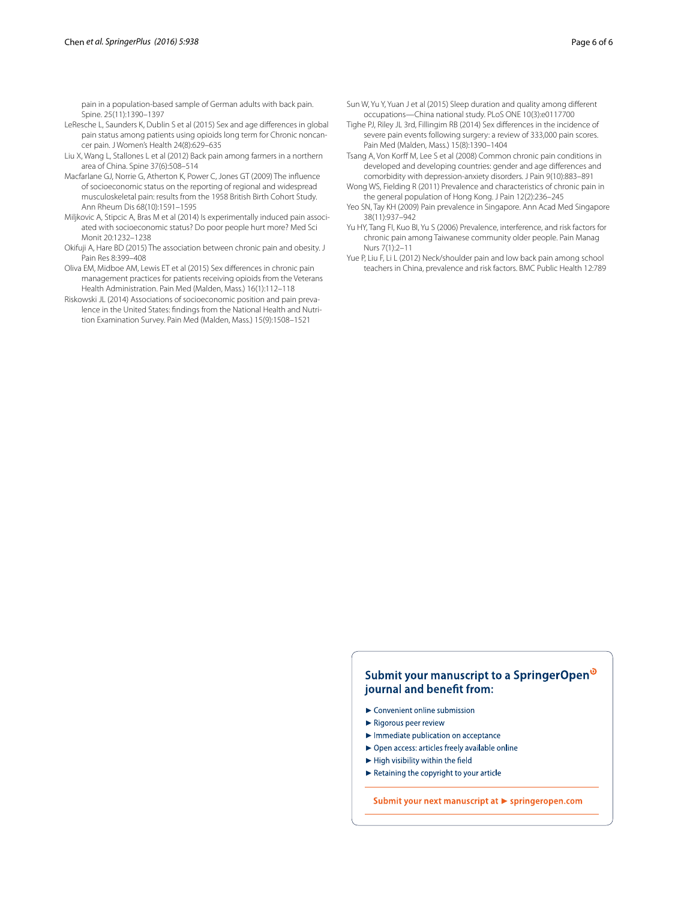pain in a population-based sample of German adults with back pain. Spine. 25(11):1390–1397

LeResche L, Saunders K, Dublin S et al (2015) Sex and age differences in global pain status among patients using opioids long term for Chronic noncancer pain. J Women's Health 24(8):629–635

Liu X, Wang L, Stallones L et al (2012) Back pain among farmers in a northern area of China. Spine 37(6):508–514

Macfarlane GJ, Norrie G, Atherton K, Power C, Jones GT (2009) The influence of socioeconomic status on the reporting of regional and widespread musculoskeletal pain: results from the 1958 British Birth Cohort Study. Ann Rheum Dis 68(10):1591–1595

Miljkovic A, Stipcic A, Bras M et al (2014) Is experimentally induced pain associated with socioeconomic status? Do poor people hurt more? Med Sci Monit 20:1232–1238

Okifuji A, Hare BD (2015) The association between chronic pain and obesity. J Pain Res 8:399–408

Oliva EM, Midboe AM, Lewis ET et al (2015) Sex differences in chronic pain management practices for patients receiving opioids from the Veterans Health Administration. Pain Med (Malden, Mass.) 16(1):112–118

Riskowski JL (2014) Associations of socioeconomic position and pain prevalence in the United States: findings from the National Health and Nutrition Examination Survey. Pain Med (Malden, Mass.) 15(9):1508–1521

Sun W, Yu Y, Yuan J et al (2015) Sleep duration and quality among different occupations—China national study. PLoS ONE 10(3):e0117700

Tighe PJ, Riley JL 3rd, Fillingim RB (2014) Sex differences in the incidence of severe pain events following surgery: a review of 333,000 pain scores. Pain Med (Malden, Mass.) 15(8):1390–1404

Tsang A, Von Korff M, Lee S et al (2008) Common chronic pain conditions in developed and developing countries: gender and age differences and comorbidity with depression-anxiety disorders. J Pain 9(10):883–891

Wong WS, Fielding R (2011) Prevalence and characteristics of chronic pain in the general population of Hong Kong. J Pain 12(2):236–245

Yeo SN, Tay KH (2009) Pain prevalence in Singapore. Ann Acad Med Singapore 38(11):937–942

Yu HY, Tang FI, Kuo BI, Yu S (2006) Prevalence, interference, and risk factors for chronic pain among Taiwanese community older people. Pain Manag Nurs 7(1):2–11

Yue P, Liu F, Li L (2012) Neck/shoulder pain and low back pain among school teachers in China, prevalence and risk factors. BMC Public Health 12:789

**Submit your manuscript to a SpringerOpen journal and benefit from:**

- ► Convenient online submission
- ► Rigorous peer review
- ► Immediate publication on acceptance
- ► Open access: articles freely available online
- ► High visibility within the field
- ► Retaining the copyright to your article

**Submit your next manuscript at ► springeropen.com**